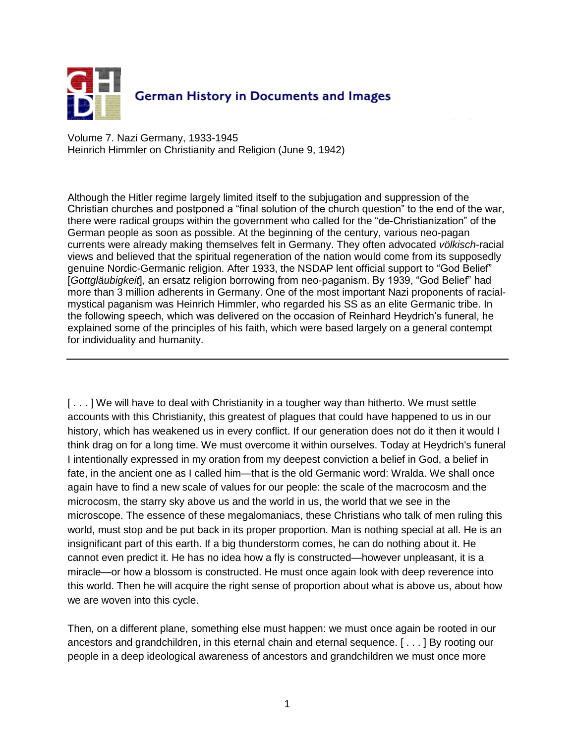German History in Documents and Images

Volume 7. Nazi Germany, 1933-1945
Heinrich Himmler on Christianity and Religion (June 9, 1942)

Although the Hitler regime largely limited itself to the subjugation and suppression of the Christian churches and postponed a "final solution of the church question" to the end of the war, there were radical groups within the government who called for the "de-Christianization" of the German people as soon as possible. At the beginning of the century, various neo-pagan currents were already making themselves felt in Germany. They often advocated *völkisch*-racial views and believed that the spiritual regeneration of the nation would come from its supposedly genuine Nordic-Germanic religion. After 1933, the NSDAP lent official support to "God Belief" [*Gottgläubigkeit*], an ersatz religion borrowing from neo-paganism. By 1939, "God Belief" had more than 3 million adherents in Germany. One of the most important Nazi proponents of racial-mystical paganism was Heinrich Himmler, who regarded his SS as an elite Germanic tribe. In the following speech, which was delivered on the occasion of Reinhard Heydrich's funeral, he explained some of the principles of his faith, which were based largely on a general contempt for individuality and humanity.

---

[ . . . ] We will have to deal with Christianity in a tougher way than hitherto. We must settle accounts with this Christianity, this greatest of plagues that could have happened to us in our history, which has weakened us in every conflict. If our generation does not do it then it would I think drag on for a long time. We must overcome it within ourselves. Today at Heydrich's funeral I intentionally expressed in my oration from my deepest conviction a belief in God, a belief in fate, in the ancient one as I called him—that is the old Germanic word: Wralda. We shall once again have to find a new scale of values for our people: the scale of the macrocosm and the microcosm, the starry sky above us and the world in us, the world that we see in the microscope. The essence of these megalomaniacs, these Christians who talk of men ruling this world, must stop and be put back in its proper proportion. Man is nothing special at all. He is an insignificant part of this earth. If a big thunderstorm comes, he can do nothing about it. He cannot even predict it. He has no idea how a fly is constructed—however unpleasant, it is a miracle—or how a blossom is constructed. He must once again look with deep reverence into this world. Then he will acquire the right sense of proportion about what is above us, about how we are woven into this cycle.

Then, on a different plane, something else must happen: we must once again be rooted in our ancestors and grandchildren, in this eternal chain and eternal sequence. [ . . . ] By rooting our people in a deep ideological awareness of ancestors and grandchildren we must once more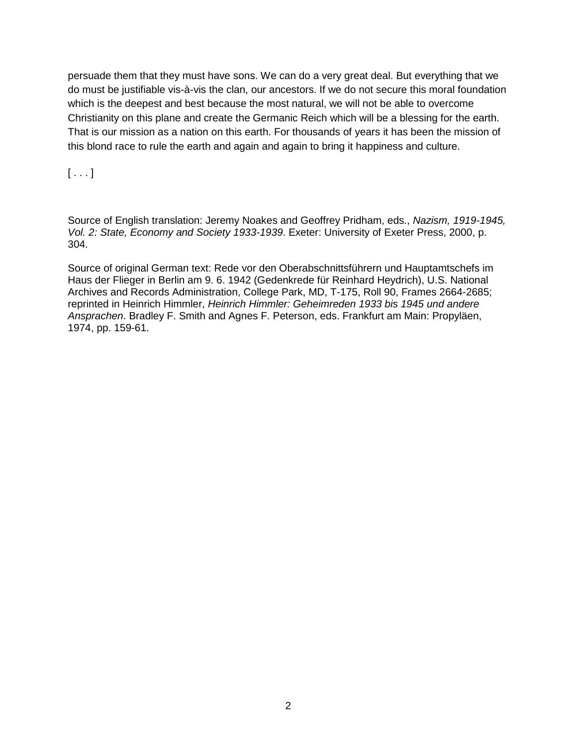persuade them that they must have sons. We can do a very great deal. But everything that we do must be justifiable vis-à-vis the clan, our ancestors. If we do not secure this moral foundation which is the deepest and best because the most natural, we will not be able to overcome Christianity on this plane and create the Germanic Reich which will be a blessing for the earth. That is our mission as a nation on this earth. For thousands of years it has been the mission of this blond race to rule the earth and again and again to bring it happiness and culture.

[ . . . ]

Source of English translation: Jeremy Noakes and Geoffrey Pridham, eds., *Nazism, 1919-1945, Vol. 2: State, Economy and Society 1933-1939*. Exeter: University of Exeter Press, 2000, p. 304.

Source of original German text: Rede vor den Oberabschnittsführern und Hauptamtschefs im Haus der Flieger in Berlin am 9. 6. 1942 (Gedenkrede für Reinhard Heydrich), U.S. National Archives and Records Administration, College Park, MD, T-175, Roll 90, Frames 2664-2685; reprinted in Heinrich Himmler, *Heinrich Himmler: Geheimreden 1933 bis 1945 und andere Ansprachen*. Bradley F. Smith and Agnes F. Peterson, eds. Frankfurt am Main: Propyläen, 1974, pp. 159-61.